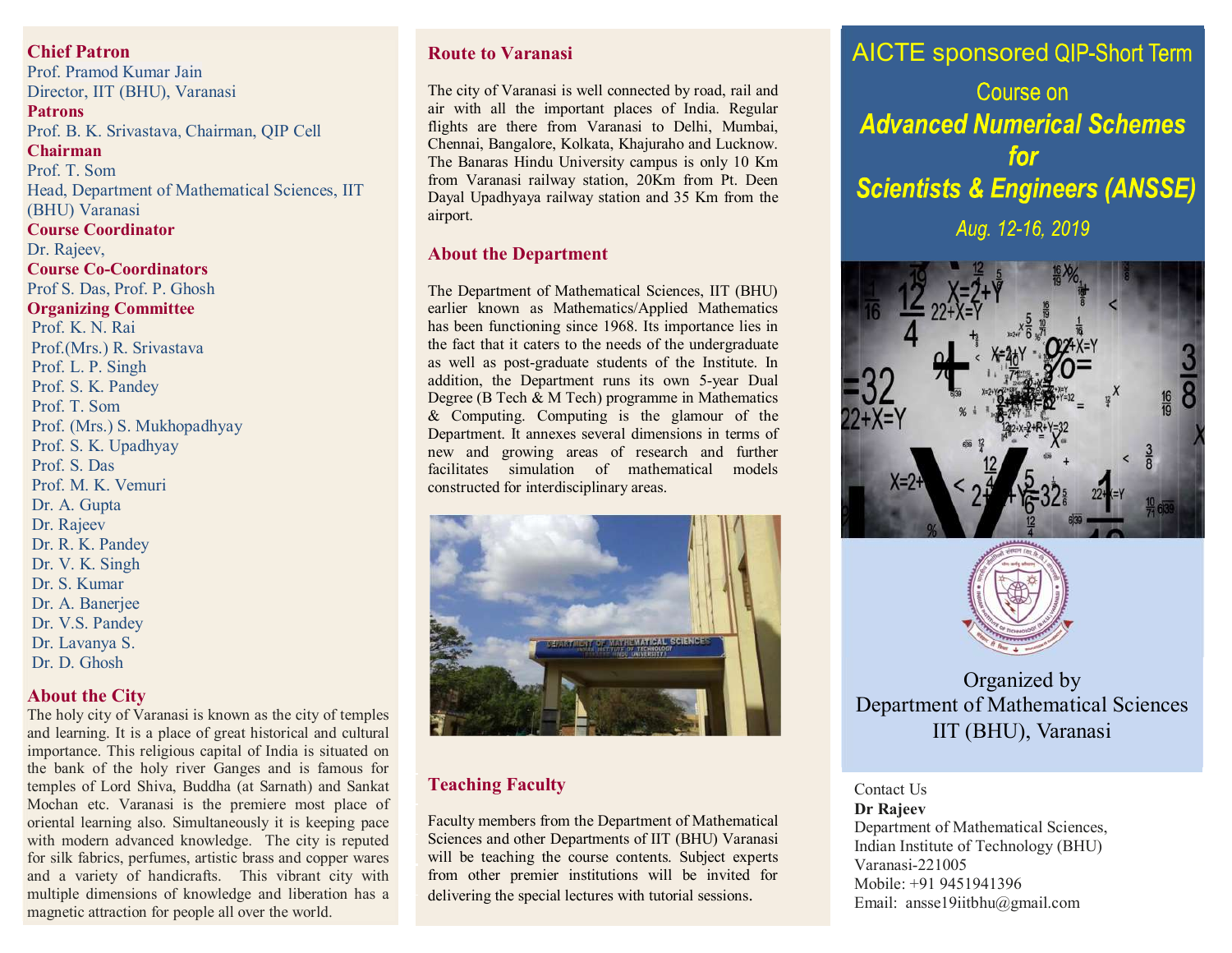# AICTE sponsored QIP-Short Term Course on

# *Advanced Numerical Schemes for Scientists & Engineers (ANSSE)*

*Aug. 12-16, 2019*

Organized by
Department of Mathematical Sciences
IIT (BHU), Varanasi

Contact Us
**Dr Rajeev**
Department of Mathematical Sciences,
Indian Institute of Technology (BHU)
Varanasi-221005
Mobile: +91 9451941396
Email: ansse19iitbhu@gmail.com

### Chief Patron

Prof. Pramod Kumar Jain
Director, IIT (BHU), Varanasi

### Patrons

Prof. B. K. Srivastava, Chairman, QIP Cell

### Chairman

Prof. T. Som
Head, Department of Mathematical Sciences, IIT (BHU) Varanasi

### Course Coordinator

Dr. Rajeev,

### Course Co-Coordinators

Prof S. Das, Prof. P. Ghosh

### Organizing Committee

- Prof. K. N. Rai
- Prof.(Mrs.) R. Srivastava
- Prof. L. P. Singh
- Prof. S. K. Pandey
- Prof. T. Som
- Prof. (Mrs.) S. Mukhopadhyay
- Prof. S. K. Upadhyay
- Prof. S. Das
- Prof. M. K. Vemuri
- Dr. A. Gupta
- Dr. Rajeev
- Dr. R. K. Pandey
- Dr. V. K. Singh
- Dr. S. Kumar
- Dr. A. Banerjee
- Dr. V.S. Pandey
- Dr. Lavanya S.
- Dr. D. Ghosh

## About the City

The holy city of Varanasi is known as the city of temples and learning. It is a place of great historical and cultural importance. This religious capital of India is situated on the bank of the holy river Ganges and is famous for temples of Lord Shiva, Buddha (at Sarnath) and Sankat Mochan etc. Varanasi is the premiere most place of oriental learning also. Simultaneously it is keeping pace with modern advanced knowledge. The city is reputed for silk fabrics, perfumes, artistic brass and copper wares and a variety of handicrafts. This vibrant city with multiple dimensions of knowledge and liberation has a magnetic attraction for people all over the world.

## Route to Varanasi

The city of Varanasi is well connected by road, rail and air with all the important places of India. Regular flights are there from Varanasi to Delhi, Mumbai, Chennai, Bangalore, Kolkata, Khajuraho and Lucknow. The Banaras Hindu University campus is only 10 Km from Varanasi railway station, 20Km from Pt. Deen Dayal Upadhyaya railway station and 35 Km from the airport.

## About the Department

The Department of Mathematical Sciences, IIT (BHU) earlier known as Mathematics/Applied Mathematics has been functioning since 1968. Its importance lies in the fact that it caters to the needs of the undergraduate as well as post-graduate students of the Institute. In addition, the Department runs its own 5-year Dual Degree (B Tech & M Tech) programme in Mathematics & Computing. Computing is the glamour of the Department. It annexes several dimensions in terms of new and growing areas of research and further facilitates simulation of mathematical models constructed for interdisciplinary areas.

## Teaching Faculty

Faculty members from the Department of Mathematical Sciences and other Departments of IIT (BHU) Varanasi will be teaching the course contents. Subject experts from other premier institutions will be invited for delivering the special lectures with tutorial sessions.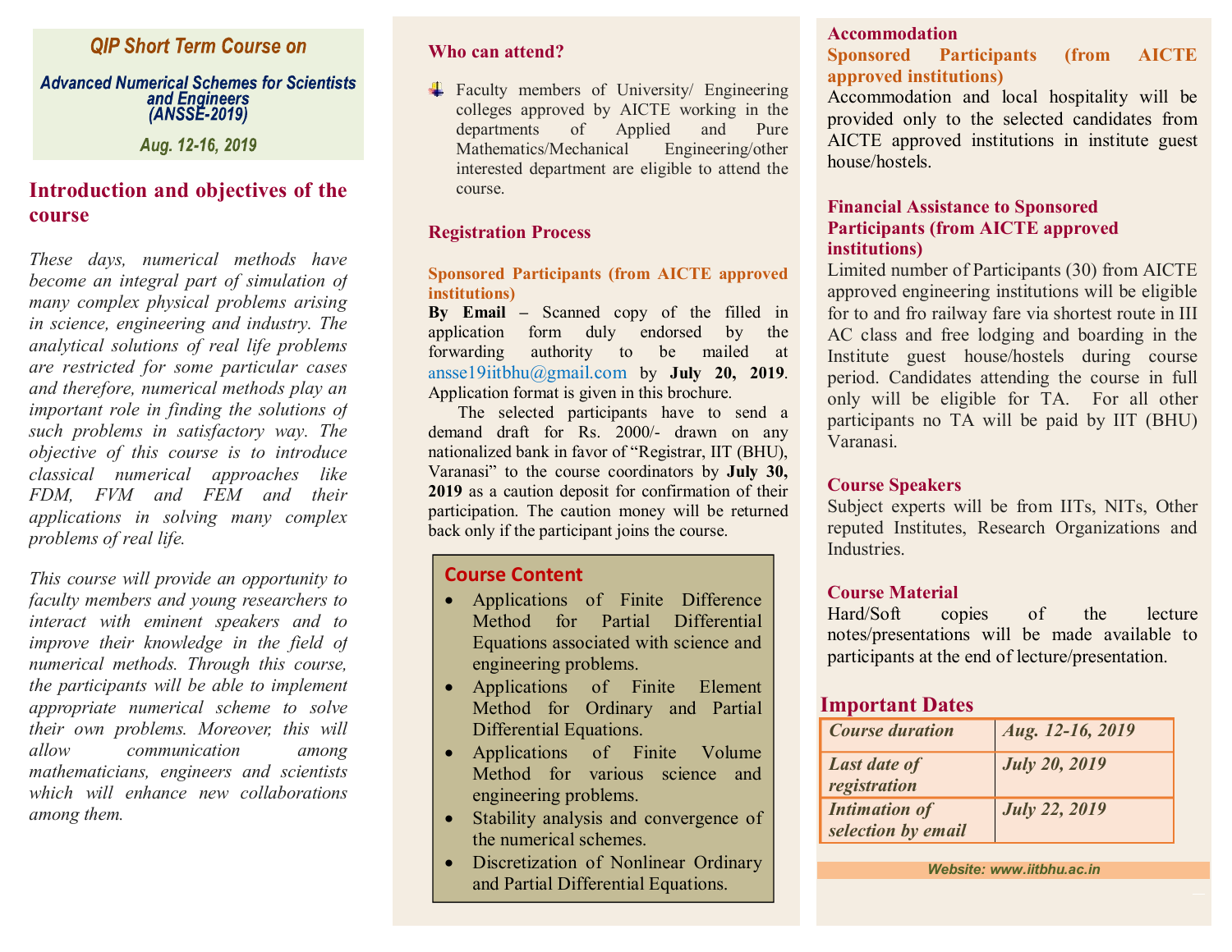**QIP Short Term Course on**

**Advanced Numerical Schemes for Scientists and Engineers (ANSSE-2019)**

*Aug. 12-16, 2019*

## Introduction and objectives of the course

*These days, numerical methods have become an integral part of simulation of many complex physical problems arising in science, engineering and industry. The analytical solutions of real life problems are restricted for some particular cases and therefore, numerical methods play an important role in finding the solutions of such problems in satisfactory way. The objective of this course is to introduce classical numerical approaches like FDM, FVM and FEM and their applications in solving many complex problems of real life.*

*This course will provide an opportunity to faculty members and young researchers to interact with eminent speakers and to improve their knowledge in the field of numerical methods. Through this course, the participants will be able to implement appropriate numerical scheme to solve their own problems. Moreover, this will allow communication among mathematicians, engineers and scientists which will enhance new collaborations among them.*

## Who can attend?

- Faculty members of University/ Engineering colleges approved by AICTE working in the departments of Applied and Pure Mathematics/Mechanical Engineering/other interested department are eligible to attend the course.

## Registration Process

### Sponsored Participants (from AICTE approved institutions)

**By Email –** Scanned copy of the filled in application form duly endorsed by the forwarding authority to be mailed at ansse19iitbhu@gmail.com by **July 20, 2019**. Application format is given in this brochure.

The selected participants have to send a demand draft for Rs. 2000/- drawn on any nationalized bank in favor of "Registrar, IIT (BHU), Varanasi" to the course coordinators by **July 30, 2019** as a caution deposit for confirmation of their participation. The caution money will be returned back only if the participant joins the course.

## Course Content

- Applications of Finite Difference Method for Partial Differential Equations associated with science and engineering problems.
- Applications of Finite Element Method for Ordinary and Partial Differential Equations.
- Applications of Finite Volume Method for various science and engineering problems.
- Stability analysis and convergence of the numerical schemes.
- Discretization of Nonlinear Ordinary and Partial Differential Equations.

## Accommodation

### Sponsored Participants (from AICTE approved institutions)

Accommodation and local hospitality will be provided only to the selected candidates from AICTE approved institutions in institute guest house/hostels.

## Financial Assistance to Sponsored Participants (from AICTE approved institutions)

Limited number of Participants (30) from AICTE approved engineering institutions will be eligible for to and fro railway fare via shortest route in III AC class and free lodging and boarding in the Institute guest house/hostels during course period. Candidates attending the course in full only will be eligible for TA. For all other participants no TA will be paid by IIT (BHU) Varanasi.

## Course Speakers

Subject experts will be from IITs, NITs, Other reputed Institutes, Research Organizations and Industries.

## Course Material

Hard/Soft copies of the lecture notes/presentations will be made available to participants at the end of lecture/presentation.

## Important Dates

| | |
|---|---|
| *Course duration* | *Aug. 12-16, 2019* |
| *Last date of registration* | *July 20, 2019* |
| *Intimation of selection by email* | *July 22, 2019* |

**Website: www.iitbhu.ac.in**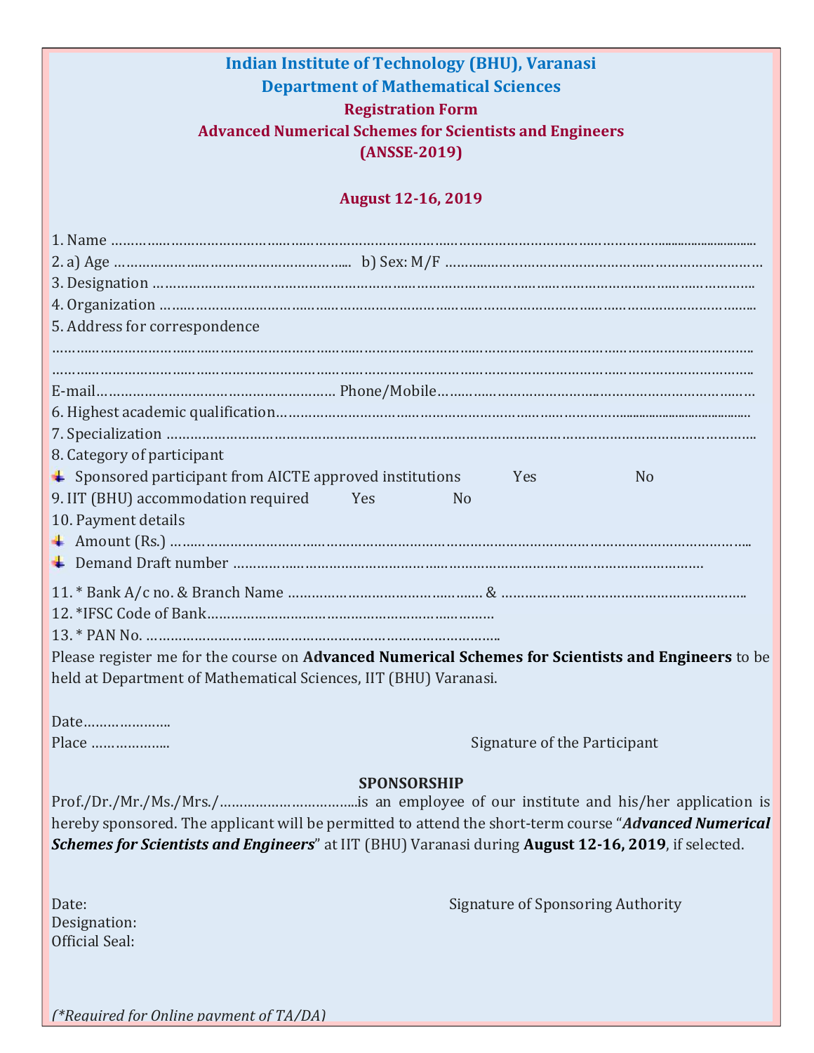# Indian Institute of Technology (BHU), Varanasi

## Department of Mathematical Sciences

### Registration Form

### Advanced Numerical Schemes for Scientists and Engineers (ANSSE-2019)

### August 12-16, 2019

1. Name ……………………………………………………………………………………………………………
2. a) Age ……………………………………………… b) Sex: M/F ……………………………………………………
3. Designation ……………………………………………………………………………………………………
4. Organization …………………………………………………………………………………………………
5. Address for correspondence

……………………………………………………………………………………………………………………

……………………………………………………………………………………………………………………

E-mail………………………………………………… Phone/Mobile…………………………………………………

6. Highest academic qualification……………………………………………………………………………
7. Specialization ………………………………………………………………………………………………
8. Category of participant
   - Sponsored participant from AICTE approved institutions Yes No
9. IIT (BHU) accommodation required Yes No
10. Payment details
    - Amount (Rs.) ……………………………………………………………………………………………
    - Demand Draft number ……………………………………………………………………………
11. * Bank A/c no. & Branch Name …………………………………… & ……………………………………………
12. *IFSC Code of Bank…………………………………………………………
13. * PAN No. ……………………………………………………………………

Please register me for the course on **Advanced Numerical Schemes for Scientists and Engineers** to be held at Department of Mathematical Sciences, IIT (BHU) Varanasi.

Date…………………

Place ……………….. Signature of the Participant

**SPONSORSHIP**

Prof./Dr./Mr./Ms./Mrs./……………………………is an employee of our institute and his/her application is hereby sponsored. The applicant will be permitted to attend the short-term course "***Advanced Numerical Schemes for Scientists and Engineers***" at IIT (BHU) Varanasi during **August 12-16, 2019**, if selected.

Date: Signature of Sponsoring Authority

Designation:

Official Seal:

*(\*Required for Online payment of TA/DA)*